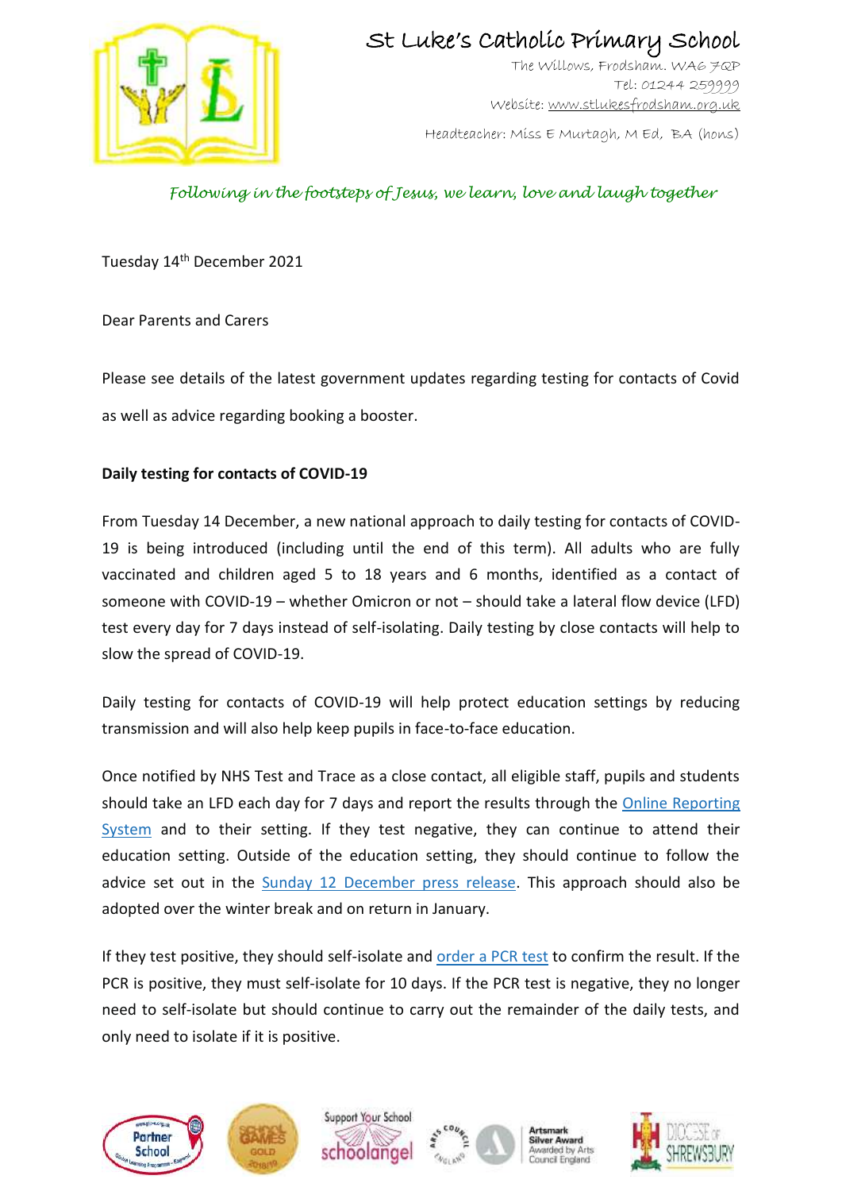# St Luke's Catholic Primary School

The Willows, Frodsham. WA6 7QP
Tel: 01244 259999
Website: www.stlukesfrodsham.org.uk

Headteacher: Miss E Murtagh, M Ed, BA (hons)

*Following in the footsteps of Jesus, we learn, love and laugh together*

Tuesday 14th December 2021

Dear Parents and Carers

Please see details of the latest government updates regarding testing for contacts of Covid as well as advice regarding booking a booster.

**Daily testing for contacts of COVID-19**

From Tuesday 14 December, a new national approach to daily testing for contacts of COVID-19 is being introduced (including until the end of this term). All adults who are fully vaccinated and children aged 5 to 18 years and 6 months, identified as a contact of someone with COVID-19 – whether Omicron or not – should take a lateral flow device (LFD) test every day for 7 days instead of self-isolating. Daily testing by close contacts will help to slow the spread of COVID-19.

Daily testing for contacts of COVID-19 will help protect education settings by reducing transmission and will also help keep pupils in face-to-face education.

Once notified by NHS Test and Trace as a close contact, all eligible staff, pupils and students should take an LFD each day for 7 days and report the results through the Online Reporting System and to their setting. If they test negative, they can continue to attend their education setting. Outside of the education setting, they should continue to follow the advice set out in the Sunday 12 December press release. This approach should also be adopted over the winter break and on return in January.

If they test positive, they should self-isolate and order a PCR test to confirm the result. If the PCR is positive, they must self-isolate for 10 days. If the PCR test is negative, they no longer need to self-isolate but should continue to carry out the remainder of the daily tests, and only need to isolate if it is positive.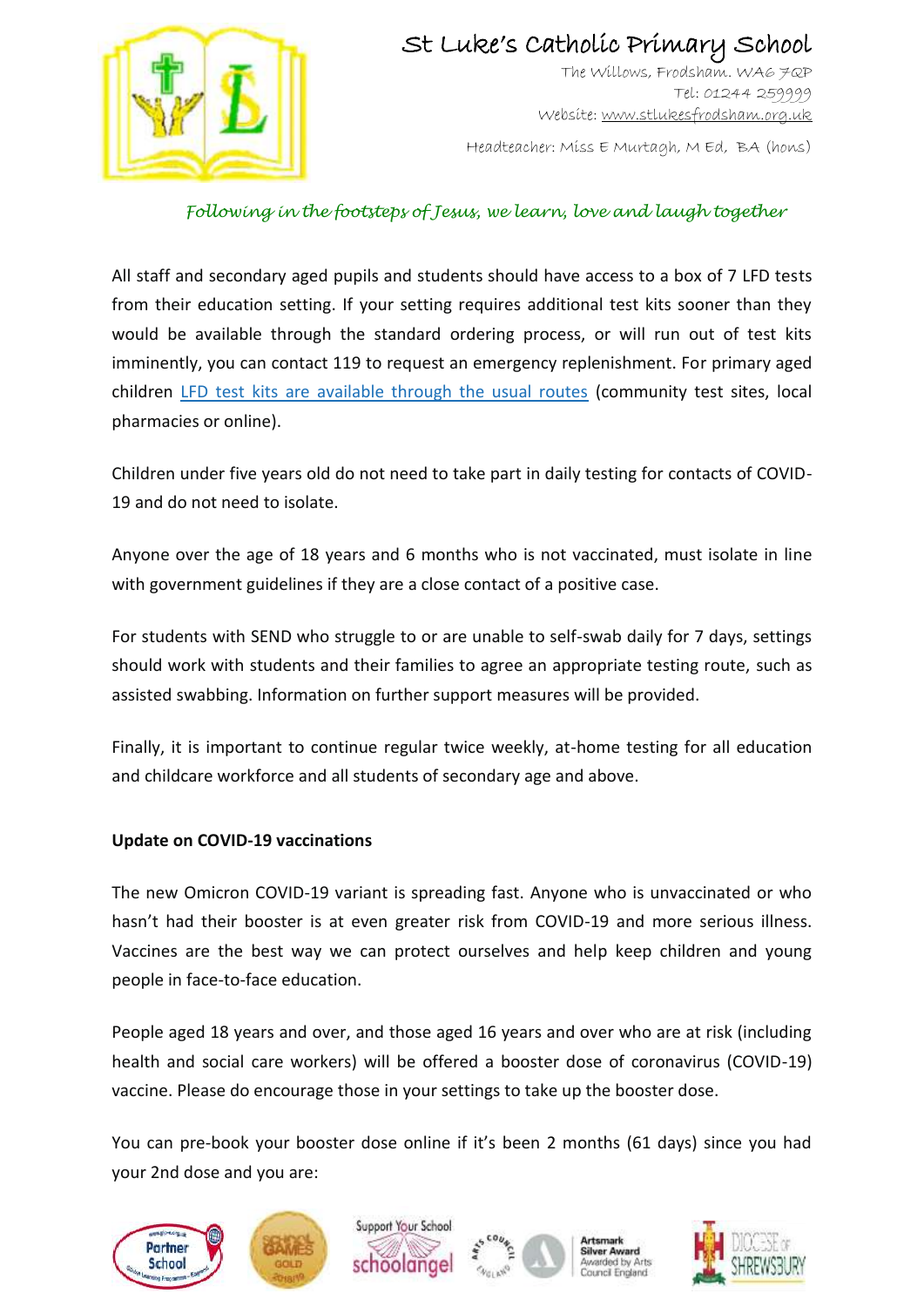All staff and secondary aged pupils and students should have access to a box of 7 LFD tests from their education setting. If your setting requires additional test kits sooner than they would be available through the standard ordering process, or will run out of test kits imminently, you can contact 119 to request an emergency replenishment. For primary aged children LFD test kits are available through the usual routes (community test sites, local pharmacies or online).

Children under five years old do not need to take part in daily testing for contacts of COVID-19 and do not need to isolate.

Anyone over the age of 18 years and 6 months who is not vaccinated, must isolate in line with government guidelines if they are a close contact of a positive case.

For students with SEND who struggle to or are unable to self-swab daily for 7 days, settings should work with students and their families to agree an appropriate testing route, such as assisted swabbing. Information on further support measures will be provided.

Finally, it is important to continue regular twice weekly, at-home testing for all education and childcare workforce and all students of secondary age and above.

**Update on COVID-19 vaccinations**

The new Omicron COVID-19 variant is spreading fast. Anyone who is unvaccinated or who hasn't had their booster is at even greater risk from COVID-19 and more serious illness. Vaccines are the best way we can protect ourselves and help keep children and young people in face-to-face education.

People aged 18 years and over, and those aged 16 years and over who are at risk (including health and social care workers) will be offered a booster dose of coronavirus (COVID-19) vaccine. Please do encourage those in your settings to take up the booster dose.

You can pre-book your booster dose online if it's been 2 months (61 days) since you had your 2nd dose and you are: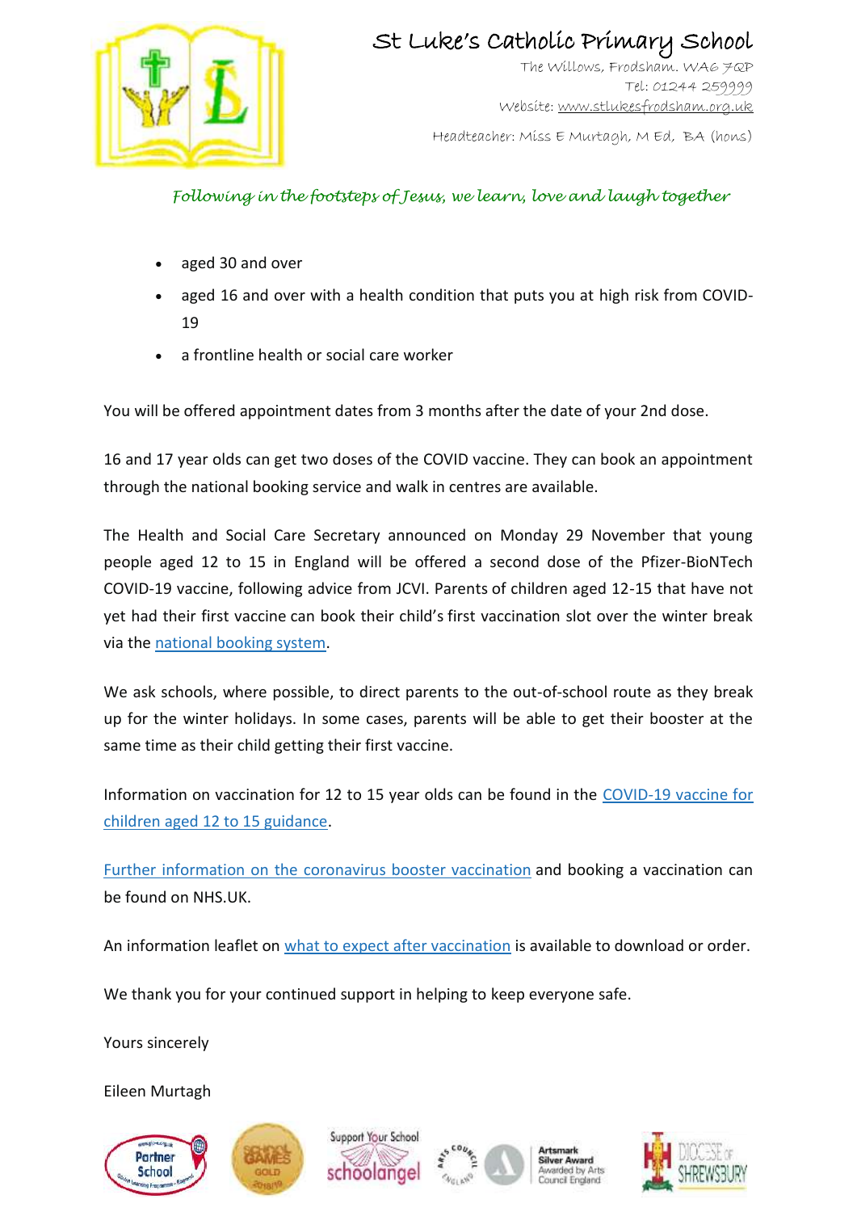- aged 30 and over
- aged 16 and over with a health condition that puts you at high risk from COVID-19
- a frontline health or social care worker

You will be offered appointment dates from 3 months after the date of your 2nd dose.

16 and 17 year olds can get two doses of the COVID vaccine. They can book an appointment through the national booking service and walk in centres are available.

The Health and Social Care Secretary announced on Monday 29 November that young people aged 12 to 15 in England will be offered a second dose of the Pfizer-BioNTech COVID-19 vaccine, following advice from JCVI. Parents of children aged 12-15 that have not yet had their first vaccine can book their child's first vaccination slot over the winter break via the national booking system.

We ask schools, where possible, to direct parents to the out-of-school route as they break up for the winter holidays. In some cases, parents will be able to get their booster at the same time as their child getting their first vaccine.

Information on vaccination for 12 to 15 year olds can be found in the COVID-19 vaccine for children aged 12 to 15 guidance.

Further information on the coronavirus booster vaccination and booking a vaccination can be found on NHS.UK.

An information leaflet on what to expect after vaccination is available to download or order.

We thank you for your continued support in helping to keep everyone safe.

Yours sincerely

Eileen Murtagh